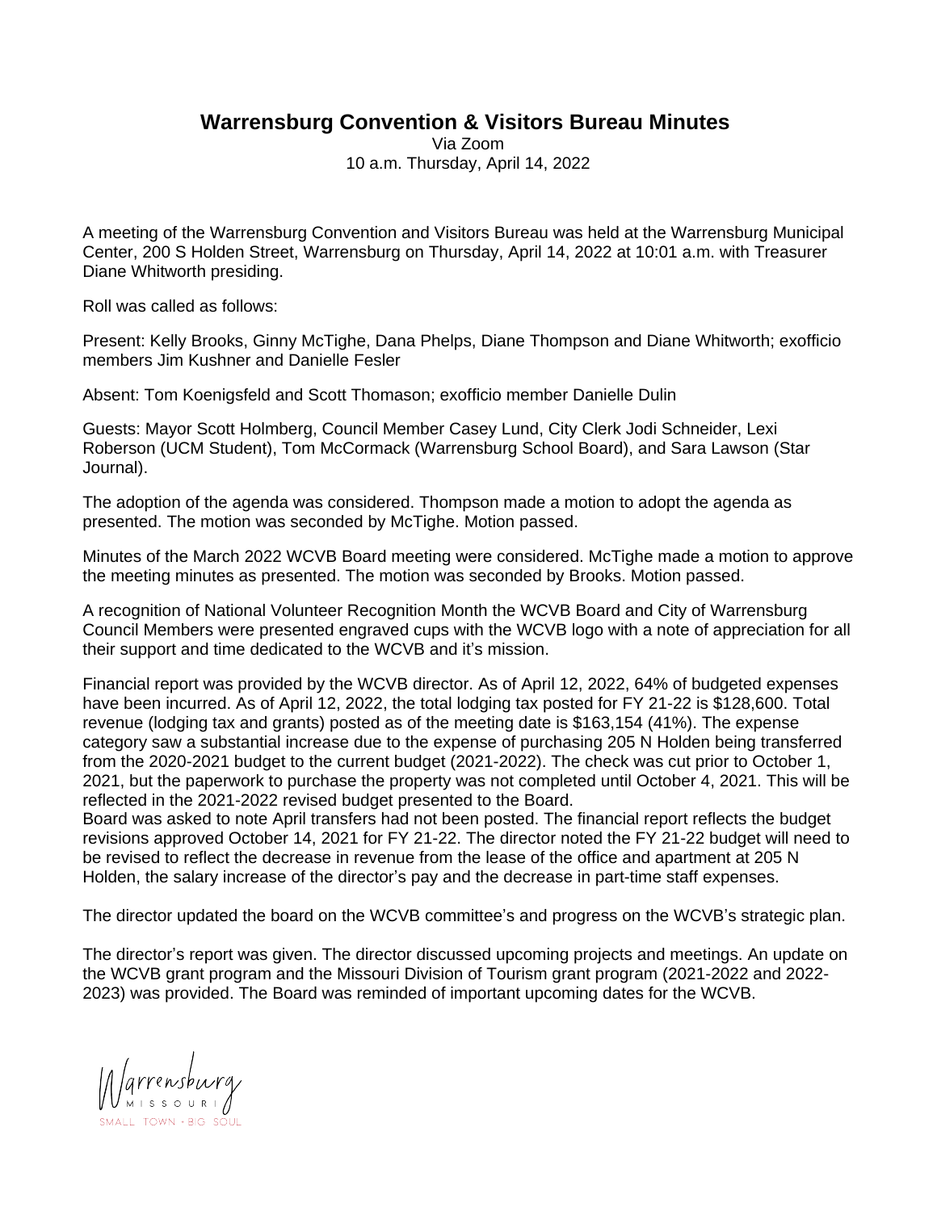# Warrensburg Convention & Visitors Bureau Minutes

Via Zoom
10 a.m. Thursday, April 14, 2022

A meeting of the Warrensburg Convention and Visitors Bureau was held at the Warrensburg Municipal Center, 200 S Holden Street, Warrensburg on Thursday, April 14, 2022 at 10:01 a.m. with Treasurer Diane Whitworth presiding.

Roll was called as follows:

Present: Kelly Brooks, Ginny McTighe, Dana Phelps, Diane Thompson and Diane Whitworth; exofficio members Jim Kushner and Danielle Fesler

Absent: Tom Koenigsfeld and Scott Thomason; exofficio member Danielle Dulin

Guests: Mayor Scott Holmberg, Council Member Casey Lund, City Clerk Jodi Schneider, Lexi Roberson (UCM Student), Tom McCormack (Warrensburg School Board), and Sara Lawson (Star Journal).

The adoption of the agenda was considered. Thompson made a motion to adopt the agenda as presented. The motion was seconded by McTighe. Motion passed.

Minutes of the March 2022 WCVB Board meeting were considered. McTighe made a motion to approve the meeting minutes as presented. The motion was seconded by Brooks. Motion passed.

A recognition of National Volunteer Recognition Month the WCVB Board and City of Warrensburg Council Members were presented engraved cups with the WCVB logo with a note of appreciation for all their support and time dedicated to the WCVB and it's mission.

Financial report was provided by the WCVB director. As of April 12, 2022, 64% of budgeted expenses have been incurred. As of April 12, 2022, the total lodging tax posted for FY 21-22 is $128,600. Total revenue (lodging tax and grants) posted as of the meeting date is $163,154 (41%). The expense category saw a substantial increase due to the expense of purchasing 205 N Holden being transferred from the 2020-2021 budget to the current budget (2021-2022). The check was cut prior to October 1, 2021, but the paperwork to purchase the property was not completed until October 4, 2021. This will be reflected in the 2021-2022 revised budget presented to the Board.
Board was asked to note April transfers had not been posted. The financial report reflects the budget revisions approved October 14, 2021 for FY 21-22. The director noted the FY 21-22 budget will need to be revised to reflect the decrease in revenue from the lease of the office and apartment at 205 N Holden, the salary increase of the director's pay and the decrease in part-time staff expenses.

The director updated the board on the WCVB committee's and progress on the WCVB's strategic plan.

The director's report was given. The director discussed upcoming projects and meetings. An update on the WCVB grant program and the Missouri Division of Tourism grant program (2021-2022 and 2022-2023) was provided. The Board was reminded of important upcoming dates for the WCVB.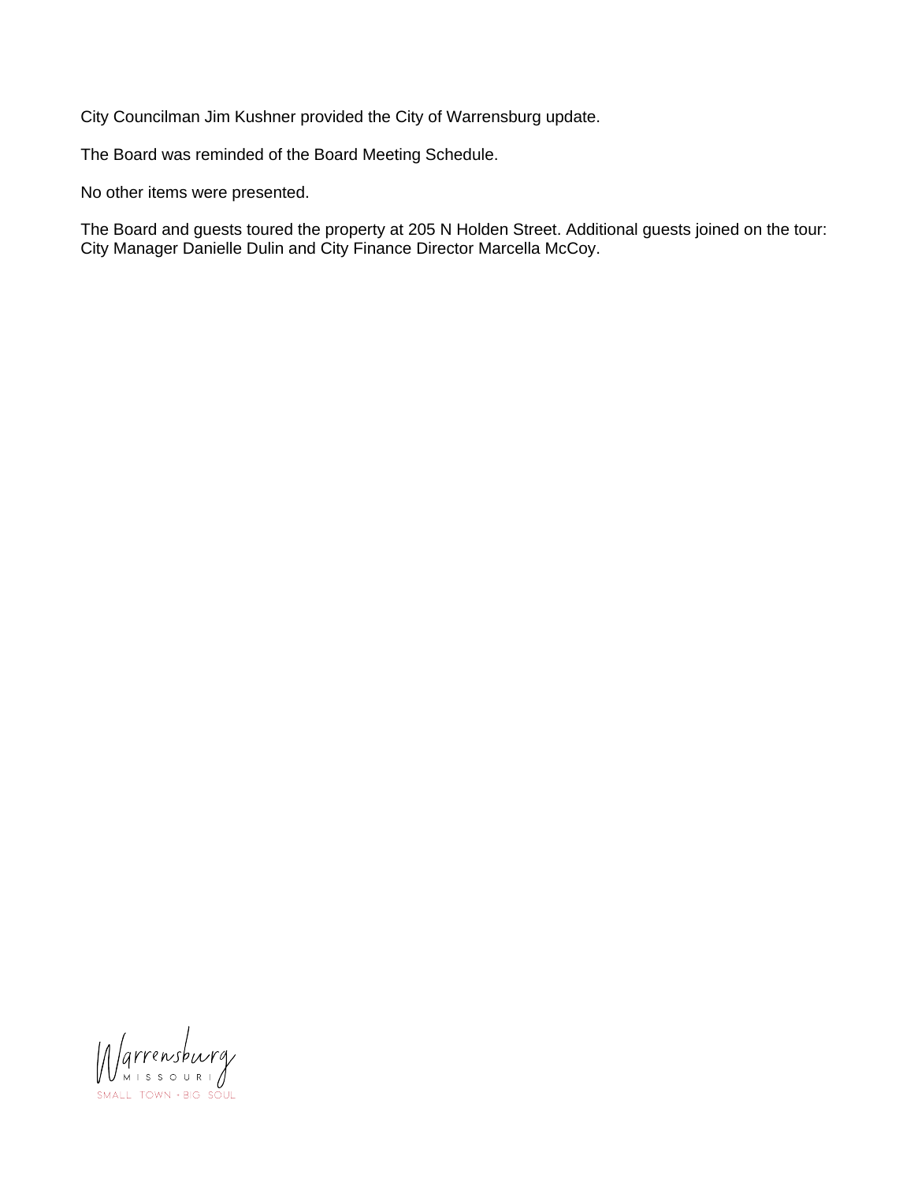City Councilman Jim Kushner provided the City of Warrensburg update.

The Board was reminded of the Board Meeting Schedule.

No other items were presented.

The Board and guests toured the property at 205 N Holden Street. Additional guests joined on the tour: City Manager Danielle Dulin and City Finance Director Marcella McCoy.